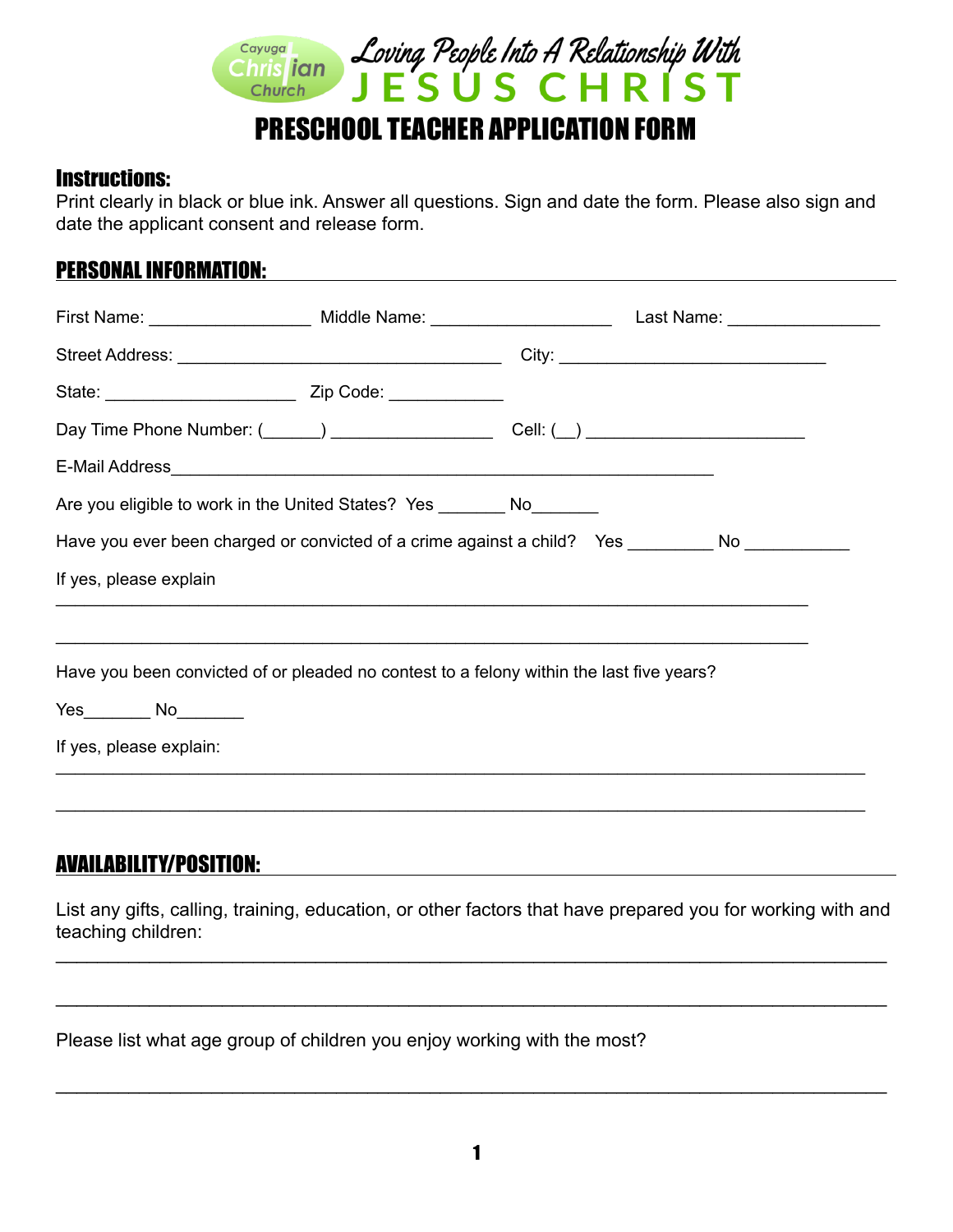Cayuga Christian Church

Loving People Into A Relationship With JESUS CHRIST

# PRESCHOOL TEACHER APPLICATION FORM

## Instructions:

Print clearly in black or blue ink. Answer all questions. Sign and date the form. Please also sign and date the applicant consent and release form.

## PERSONAL INFORMATION:

First Name: _________________ Middle Name: ___________________ Last Name: ________________

Street Address: __________________________________ City: ____________________________

State: ____________________ Zip Code: ____________

Day Time Phone Number: (______) _________________ Cell: (__) _______________________

E-Mail Address_______________________________________________________

Are you eligible to work in the United States? Yes _______ No_______

Have you ever been charged or convicted of a crime against a child? Yes _________ No ___________

If yes, please explain

_______________________________________________________________________________

_______________________________________________________________________________

Have you been convicted of or pleaded no contest to a felony within the last five years?

Yes_______ No_______

If yes, please explain:

_______________________________________________________________________________

_______________________________________________________________________________

## AVAILABILITY/POSITION:

List any gifts, calling, training, education, or other factors that have prepared you for working with and teaching children:

_______________________________________________________________________________

_______________________________________________________________________________

Please list what age group of children you enjoy working with the most?

_______________________________________________________________________________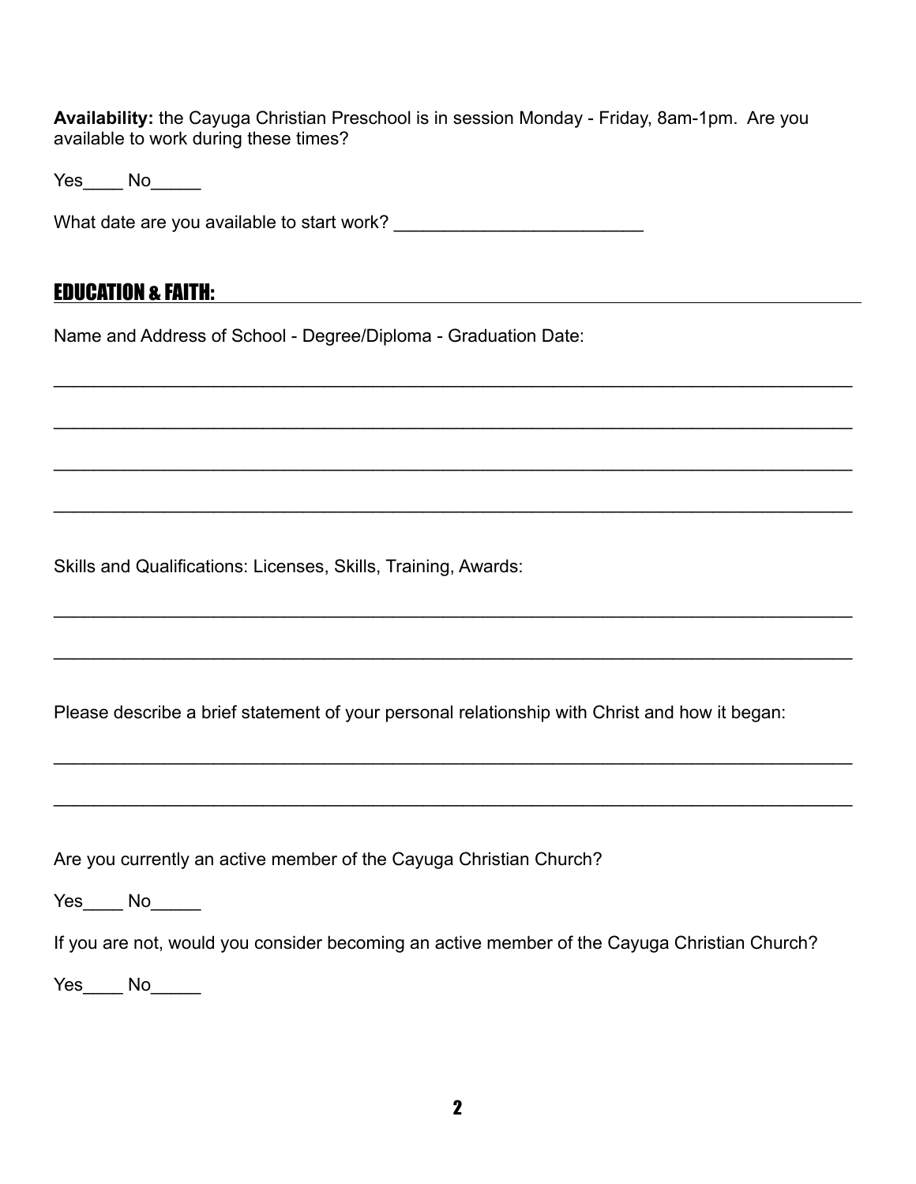**Availability:** the Cayuga Christian Preschool is in session Monday - Friday, 8am-1pm. Are you available to work during these times?

Yes____ No_____

What date are you available to start work? ________________________

## EDUCATION & FAITH:

Name and Address of School - Degree/Diploma - Graduation Date:

______________________________________________________________________________

______________________________________________________________________________

______________________________________________________________________________

______________________________________________________________________________

Skills and Qualifications: Licenses, Skills, Training, Awards:

______________________________________________________________________________

______________________________________________________________________________

Please describe a brief statement of your personal relationship with Christ and how it began:

______________________________________________________________________________

______________________________________________________________________________

Are you currently an active member of the Cayuga Christian Church?

Yes____ No_____

If you are not, would you consider becoming an active member of the Cayuga Christian Church?

Yes____ No_____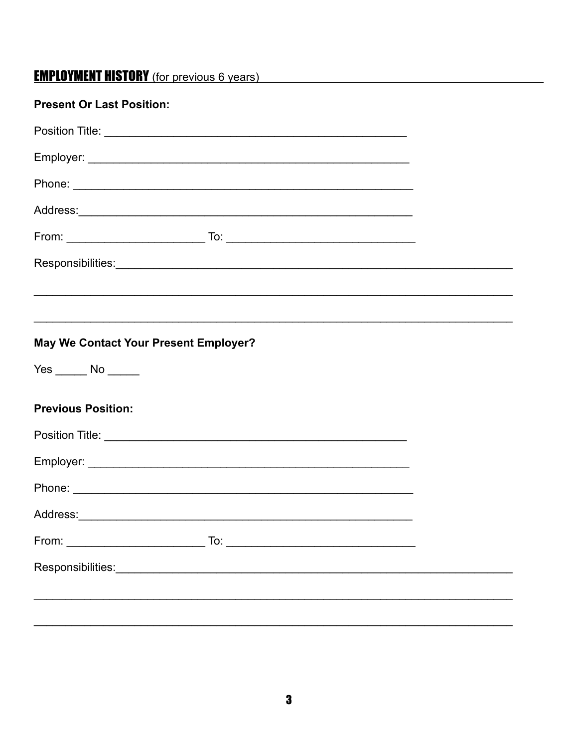## EMPLOYMENT HISTORY (for previous 6 years)

**Present Or Last Position:**

Position Title: ________________________________________________

Employer: ____________________________________________________

Phone: ______________________________________________________

Address: _____________________________________________________

From: ______________________ To: ______________________________

Responsibilities: _________________________________________________________________

_____________________________________________________________________________

_____________________________________________________________________________

**May We Contact Your Present Employer?**

Yes _____ No _____

**Previous Position:**

Position Title: ________________________________________________

Employer: ____________________________________________________

Phone: ______________________________________________________

Address: _____________________________________________________

From: ______________________ To: ______________________________

Responsibilities: _________________________________________________________________

_____________________________________________________________________________

_____________________________________________________________________________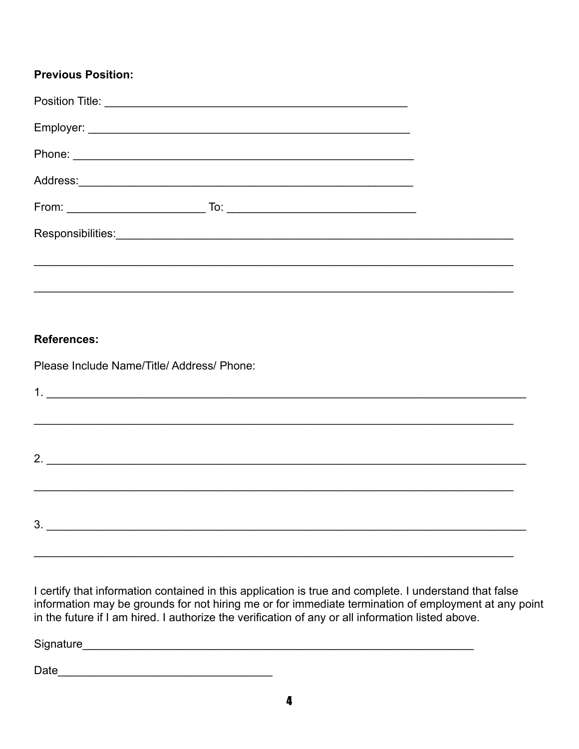**Previous Position:**

Position Title: ________________________________________________

Employer: ____________________________________________________

Phone: ______________________________________________________

Address:_____________________________________________________

From: ______________________ To: ______________________________

Responsibilities:______________________________________________________________

_____________________________________________________________________________

_____________________________________________________________________________

**References:**

Please Include Name/Title/ Address/ Phone:

1. ____________________________________________________________________________

_____________________________________________________________________________

2. ____________________________________________________________________________

_____________________________________________________________________________

3. ____________________________________________________________________________

_____________________________________________________________________________

I certify that information contained in this application is true and complete. I understand that false information may be grounds for not hiring me or for immediate termination of employment at any point in the future if I am hired. I authorize the verification of any or all information listed above.

Signature______________________________________________________________

Date_________________________________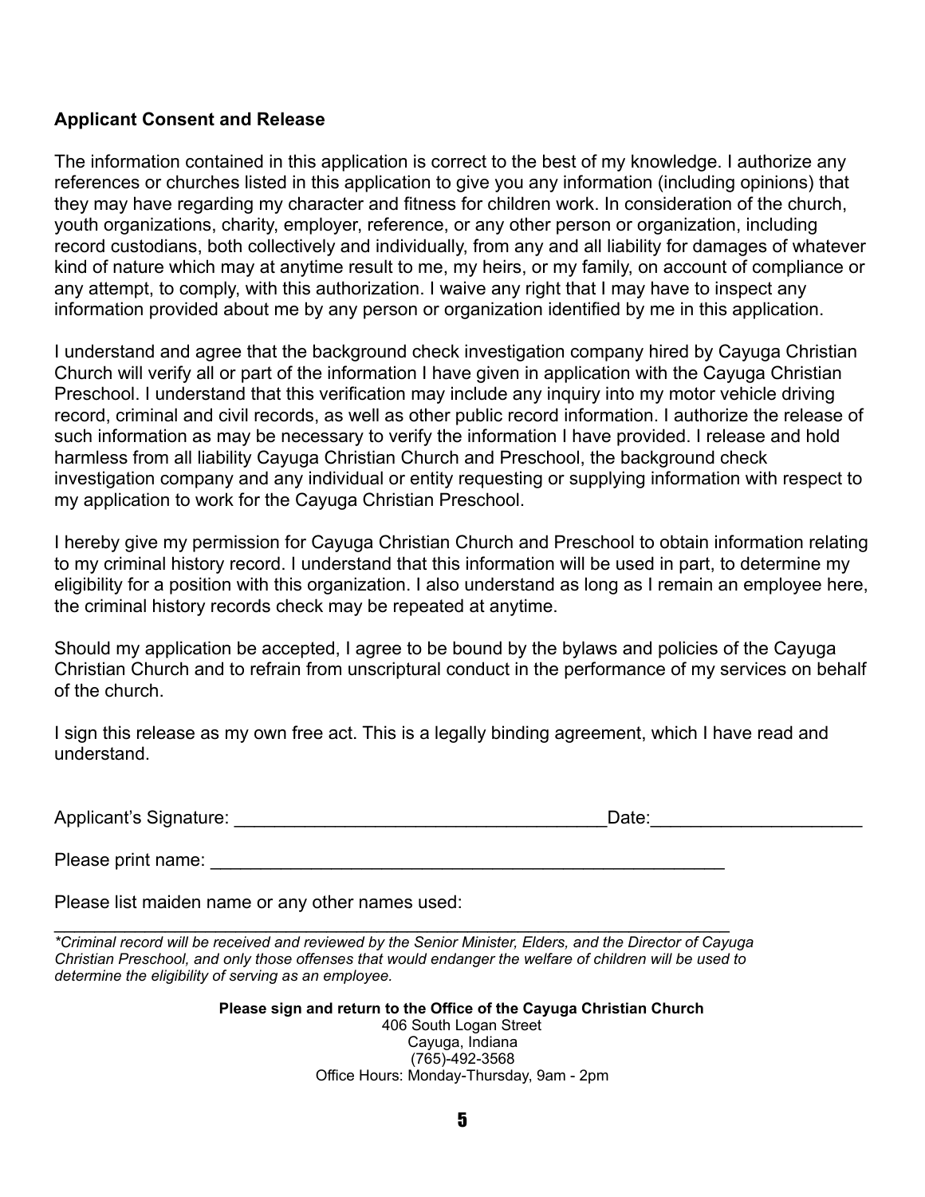**Applicant Consent and Release**

The information contained in this application is correct to the best of my knowledge. I authorize any references or churches listed in this application to give you any information (including opinions) that they may have regarding my character and fitness for children work. In consideration of the church, youth organizations, charity, employer, reference, or any other person or organization, including record custodians, both collectively and individually, from any and all liability for damages of whatever kind of nature which may at anytime result to me, my heirs, or my family, on account of compliance or any attempt, to comply, with this authorization. I waive any right that I may have to inspect any information provided about me by any person or organization identified by me in this application.

I understand and agree that the background check investigation company hired by Cayuga Christian Church will verify all or part of the information I have given in application with the Cayuga Christian Preschool. I understand that this verification may include any inquiry into my motor vehicle driving record, criminal and civil records, as well as other public record information. I authorize the release of such information as may be necessary to verify the information I have provided. I release and hold harmless from all liability Cayuga Christian Church and Preschool, the background check investigation company and any individual or entity requesting or supplying information with respect to my application to work for the Cayuga Christian Preschool.

I hereby give my permission for Cayuga Christian Church and Preschool to obtain information relating to my criminal history record. I understand that this information will be used in part, to determine my eligibility for a position with this organization. I also understand as long as I remain an employee here, the criminal history records check may be repeated at anytime.

Should my application be accepted, I agree to be bound by the bylaws and policies of the Cayuga Christian Church and to refrain from unscriptural conduct in the performance of my services on behalf of the church.

I sign this release as my own free act. This is a legally binding agreement, which I have read and understand.

Applicant's Signature: ____________________________________Date:____________________

Please print name: ____________________________________________________

Please list maiden name or any other names used: ____________________________________________________

*\*Criminal record will be received and reviewed by the Senior Minister, Elders, and the Director of Cayuga Christian Preschool, and only those offenses that would endanger the welfare of children will be used to determine the eligibility of serving as an employee.*

**Please sign and return to the Office of the Cayuga Christian Church**
406 South Logan Street
Cayuga, Indiana
(765)-492-3568
Office Hours: Monday-Thursday, 9am - 2pm